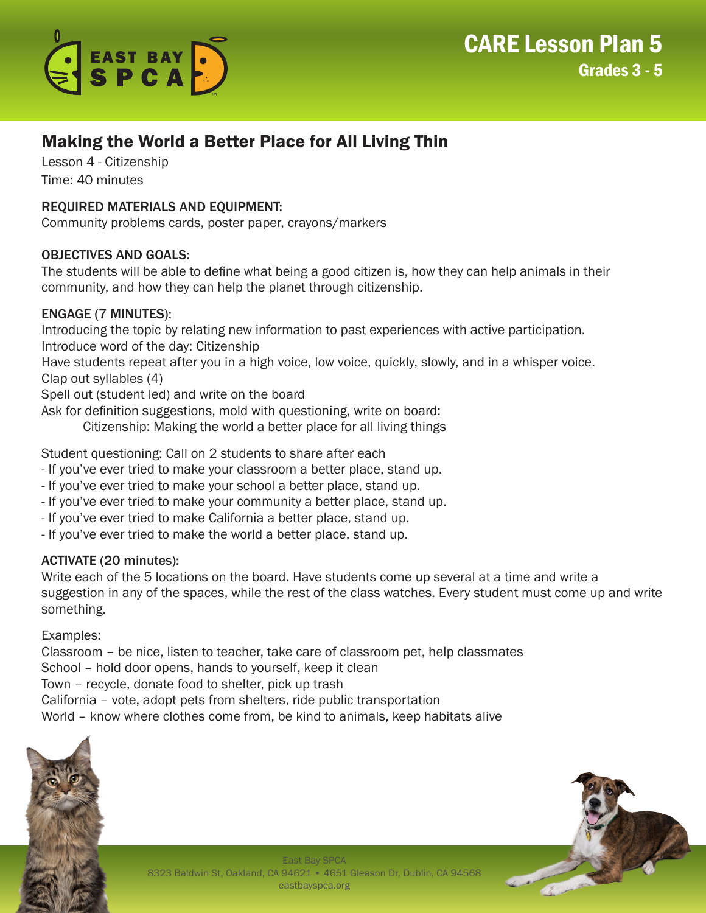# CARE Lesson Plan 5

## Grades 3 - 5

## Making the World a Better Place for All Living Thin

Lesson 4 - Citizenship

Time: 40 minutes

REQUIRED MATERIALS AND EQUIPMENT:
Community problems cards, poster paper, crayons/markers

OBJECTIVES AND GOALS:
The students will be able to define what being a good citizen is, how they can help animals in their community, and how they can help the planet through citizenship.

ENGAGE (7 MINUTES):
Introducing the topic by relating new information to past experiences with active participation.
Introduce word of the day: Citizenship
Have students repeat after you in a high voice, low voice, quickly, slowly, and in a whisper voice.
Clap out syllables (4)
Spell out (student led) and write on the board
Ask for definition suggestions, mold with questioning, write on board:

Citizenship: Making the world a better place for all living things

Student questioning: Call on 2 students to share after each
- If you've ever tried to make your classroom a better place, stand up.
- If you've ever tried to make your school a better place, stand up.
- If you've ever tried to make your community a better place, stand up.
- If you've ever tried to make California a better place, stand up.
- If you've ever tried to make the world a better place, stand up.

ACTIVATE (20 minutes):
Write each of the 5 locations on the board. Have students come up several at a time and write a suggestion in any of the spaces, while the rest of the class watches. Every student must come up and write something.

Examples:
Classroom – be nice, listen to teacher, take care of classroom pet, help classmates
School – hold door opens, hands to yourself, keep it clean
Town – recycle, donate food to shelter, pick up trash
California – vote, adopt pets from shelters, ride public transportation
World – know where clothes come from, be kind to animals, keep habitats alive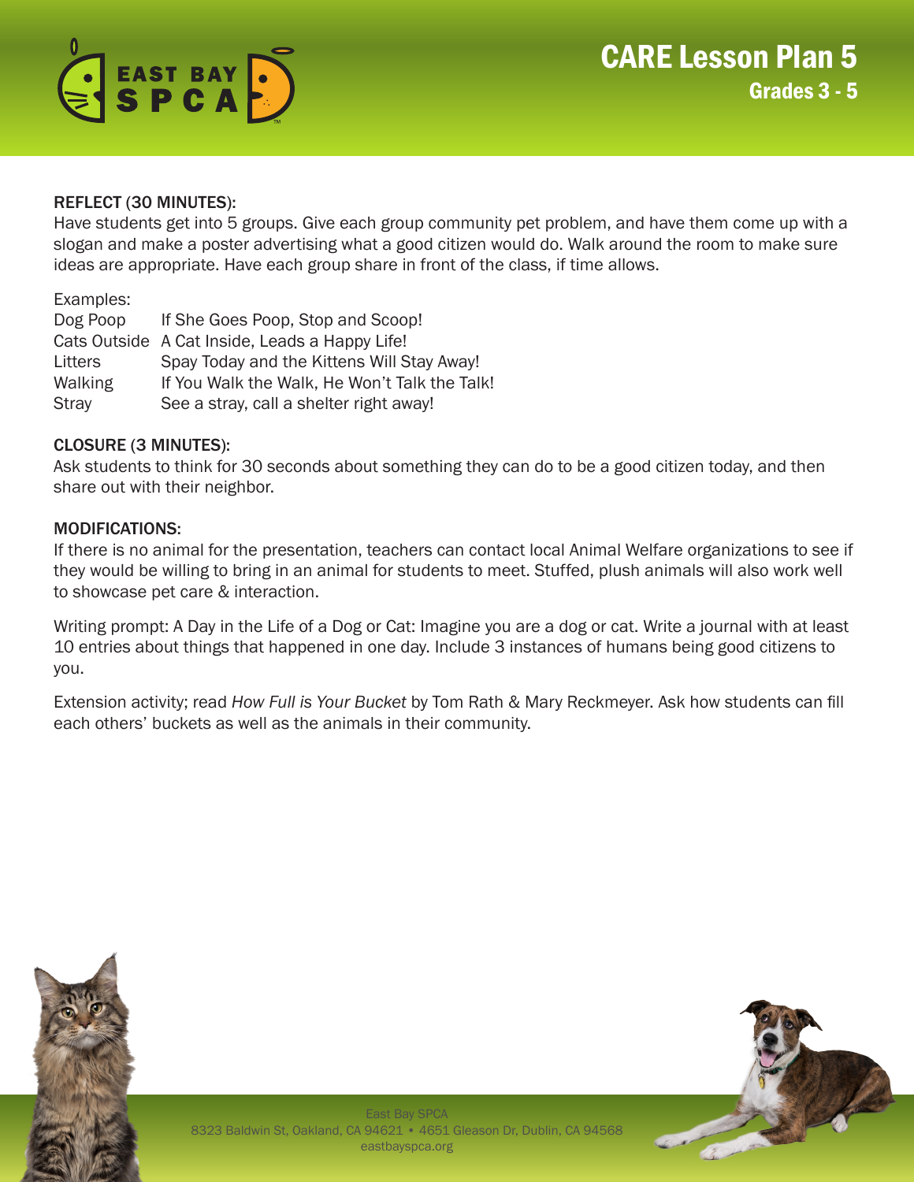REFLECT (30 MINUTES):

Have students get into 5 groups. Give each group community pet problem, and have them come up with a slogan and make a poster advertising what a good citizen would do. Walk around the room to make sure ideas are appropriate. Have each group share in front of the class, if time allows.

Examples:

| | |
|---|---|
| Dog Poop | If She Goes Poop, Stop and Scoop! |
| Cats Outside | A Cat Inside, Leads a Happy Life! |
| Litters | Spay Today and the Kittens Will Stay Away! |
| Walking | If You Walk the Walk, He Won't Talk the Talk! |
| Stray | See a stray, call a shelter right away! |

CLOSURE (3 MINUTES):

Ask students to think for 30 seconds about something they can do to be a good citizen today, and then share out with their neighbor.

MODIFICATIONS:

If there is no animal for the presentation, teachers can contact local Animal Welfare organizations to see if they would be willing to bring in an animal for students to meet. Stuffed, plush animals will also work well to showcase pet care & interaction.

Writing prompt: A Day in the Life of a Dog or Cat: Imagine you are a dog or cat. Write a journal with at least 10 entries about things that happened in one day. Include 3 instances of humans being good citizens to you.

Extension activity; read *How Full is Your Bucket* by Tom Rath & Mary Reckmeyer. Ask how students can fill each others' buckets as well as the animals in their community.